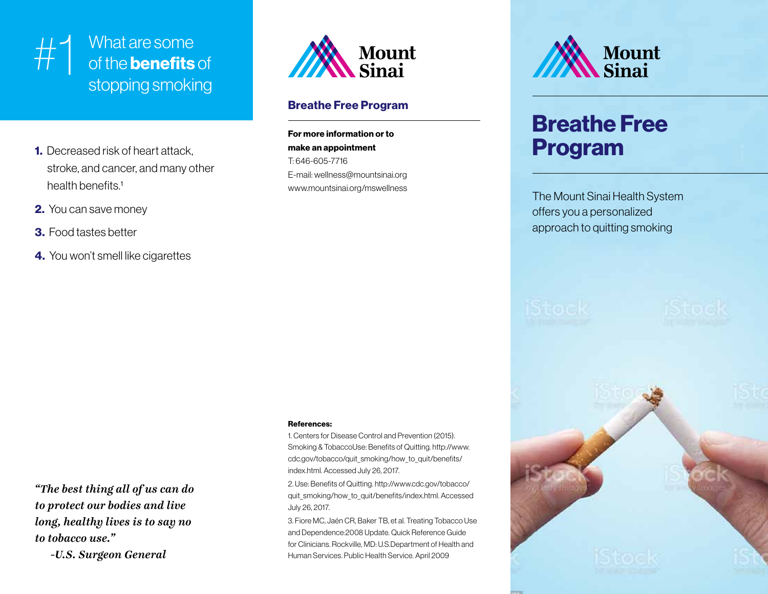# #1 What are some of the **benefits** of stopping smoking

1. Decreased risk of heart attack, stroke, and cancer, and many other health benefits.[1]
2. You can save money
3. Food tastes better
4. You won't smell like cigarettes

*"The best thing all of us can do to protect our bodies and live long, healthy lives is to say no to tobacco use."*
*-U.S. Surgeon General*

Mount Sinai

## Breathe Free Program

**For more information or to make an appointment**
T: 646-605-7716
E-mail: wellness@mountsinai.org
www.mountsinai.org/mswellness

**References:**

1. Centers for Disease Control and Prevention (2015). Smoking & TobaccoUse: Benefits of Quitting. http://www.cdc.gov/tobacco/quit_smoking/how_to_quit/benefits/index.html. Accessed July 26, 2017.
2. Use: Benefits of Quitting. http://www.cdc.gov/tobacco/quit_smoking/how_to_quit/benefits/index.html. Accessed July 26, 2017.
3. Fiore MC, Jaén CR, Baker TB, et al. Treating Tobacco Use and Dependence:2008 Update. Quick Reference Guide for Clinicians. Rockville, MD: U.S.Department of Health and Human Services. Public Health Service. April 2009

Mount Sinai

# Breathe Free Program

The Mount Sinai Health System offers you a personalized approach to quitting smoking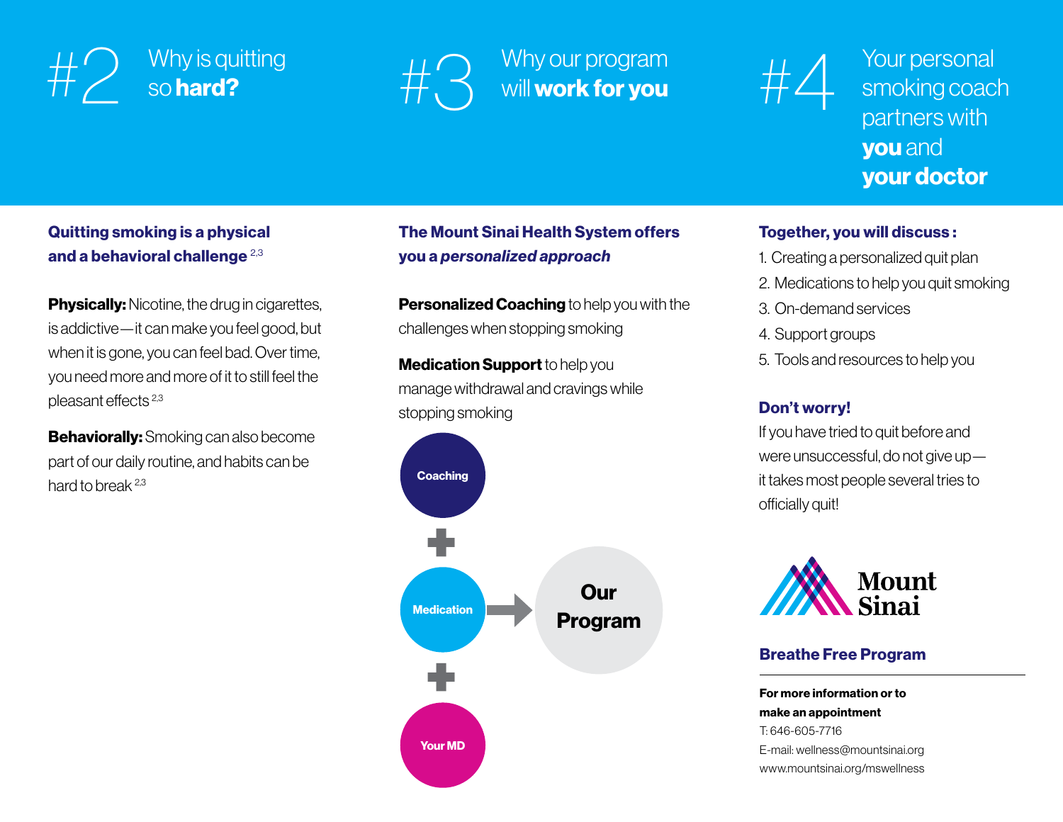# #2 Why is quitting so **hard?**

### Quitting smoking is a physical and a behavioral challenge [2,3]

**Physically:** Nicotine, the drug in cigarettes, is addictive—it can make you feel good, but when it is gone, you can feel bad. Over time, you need more and more of it to still feel the pleasant effects [2,3]

**Behaviorally:** Smoking can also become part of our daily routine, and habits can be hard to break [2,3]

# #3 Why our program will **work for you**

### The Mount Sinai Health System offers you a *personalized approach*

**Personalized Coaching** to help you with the challenges when stopping smoking

**Medication Support** to help you manage withdrawal and cravings while stopping smoking

Coaching

\+

Medication

\+

Your MD

Our Program

# #4 Your personal smoking coach partners with **you** and **your doctor**

### Together, you will discuss:

1. Creating a personalized quit plan
2. Medications to help you quit smoking
3. On-demand services
4. Support groups
5. Tools and resources to help you

### Don't worry!

If you have tried to quit before and were unsuccessful, do not give up—it takes most people several tries to officially quit!

Mount Sinai

**Breathe Free Program**

---

**For more information or to make an appointment**

T: 646-605-7716

E-mail: wellness@mountsinai.org

www.mountsinai.org/mswellness